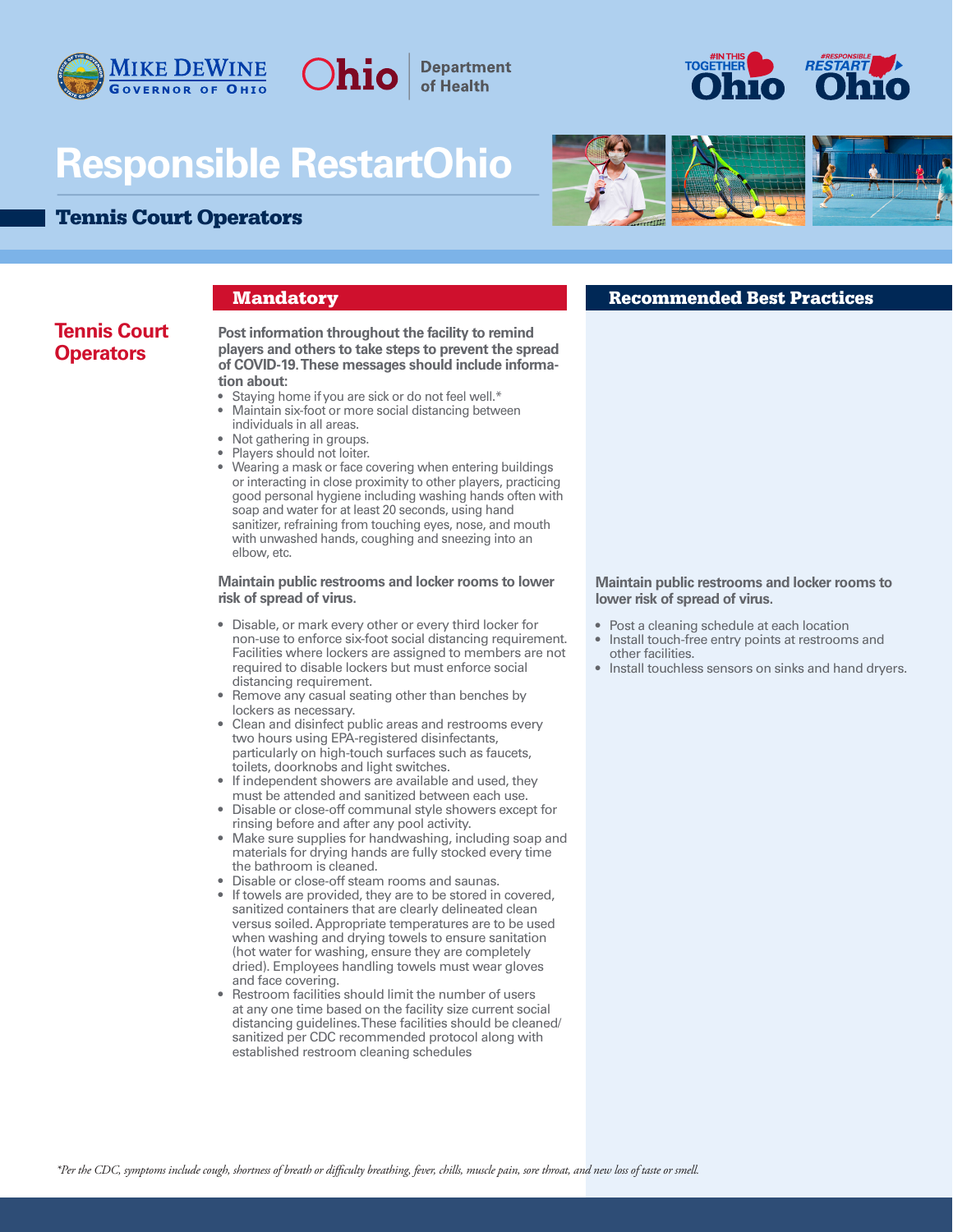# Responsible RestartOhio

## Tennis Court Operators

### Tennis Court Operators

#### Mandatory

**Post information throughout the facility to remind players and others to take steps to prevent the spread of COVID-19. These messages should include information about:**

- Staying home if you are sick or do not feel well.*
- Maintain six-foot or more social distancing between individuals in all areas.
- Not gathering in groups.
- Players should not loiter.
- Wearing a mask or face covering when entering buildings or interacting in close proximity to other players, practicing good personal hygiene including washing hands often with soap and water for at least 20 seconds, using hand sanitizer, refraining from touching eyes, nose, and mouth with unwashed hands, coughing and sneezing into an elbow, etc.

**Maintain public restrooms and locker rooms to lower risk of spread of virus.**

- Disable, or mark every other or every third locker for non-use to enforce six-foot social distancing requirement. Facilities where lockers are assigned to members are not required to disable lockers but must enforce social distancing requirement.
- Remove any casual seating other than benches by lockers as necessary.
- Clean and disinfect public areas and restrooms every two hours using EPA-registered disinfectants, particularly on high-touch surfaces such as faucets, toilets, doorknobs and light switches.
- If independent showers are available and used, they must be attended and sanitized between each use.
- Disable or close-off communal style showers except for rinsing before and after any pool activity.
- Make sure supplies for handwashing, including soap and materials for drying hands are fully stocked every time the bathroom is cleaned.
- Disable or close-off steam rooms and saunas.
- If towels are provided, they are to be stored in covered, sanitized containers that are clearly delineated clean versus soiled. Appropriate temperatures are to be used when washing and drying towels to ensure sanitation (hot water for washing, ensure they are completely dried). Employees handling towels must wear gloves and face covering.
- Restroom facilities should limit the number of users at any one time based on the facility size current social distancing guidelines. These facilities should be cleaned/sanitized per CDC recommended protocol along with established restroom cleaning schedules

#### Recommended Best Practices

**Maintain public restrooms and locker rooms to lower risk of spread of virus.**

- Post a cleaning schedule at each location
- Install touch-free entry points at restrooms and other facilities.
- Install touchless sensors on sinks and hand dryers.

*\*Per the CDC, symptoms include cough, shortness of breath or difficulty breathing, fever, chills, muscle pain, sore throat, and new loss of taste or smell.*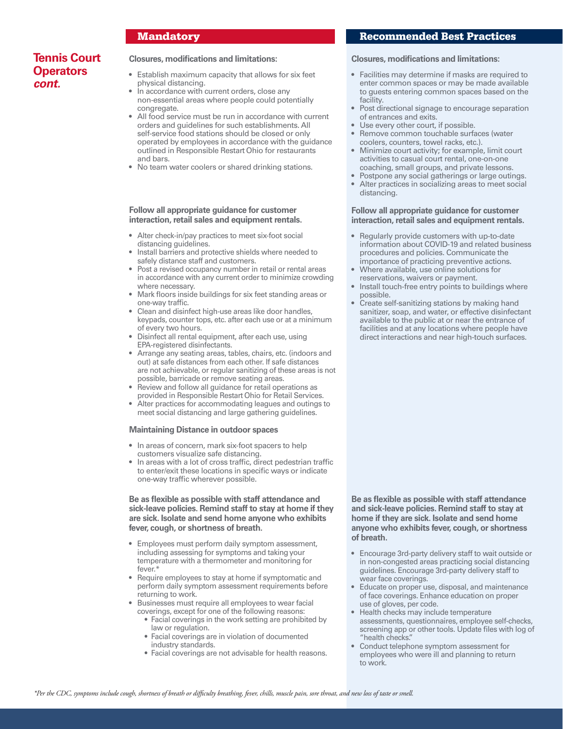# Tennis Court Operators *cont.*

## Mandatory

**Closures, modifications and limitations:**

- Establish maximum capacity that allows for six feet physical distancing.
- In accordance with current orders, close any non-essential areas where people could potentially congregate.
- All food service must be run in accordance with current orders and guidelines for such establishments. All self-service food stations should be closed or only operated by employees in accordance with the guidance outlined in Responsible Restart Ohio for restaurants and bars.
- No team water coolers or shared drinking stations.

**Follow all appropriate guidance for customer interaction, retail sales and equipment rentals.**

- Alter check-in/pay practices to meet six-foot social distancing guidelines.
- Install barriers and protective shields where needed to safely distance staff and customers.
- Post a revised occupancy number in retail or rental areas in accordance with any current order to minimize crowding where necessary.
- Mark floors inside buildings for six feet standing areas or one-way traffic.
- Clean and disinfect high-use areas like door handles, keypads, counter tops, etc. after each use or at a minimum of every two hours.
- Disinfect all rental equipment, after each use, using EPA-registered disinfectants.
- Arrange any seating areas, tables, chairs, etc. (indoors and out) at safe distances from each other. If safe distances are not achievable, or regular sanitizing of these areas is not possible, barricade or remove seating areas.
- Review and follow all guidance for retail operations as provided in Responsible Restart Ohio for Retail Services.
- Alter practices for accommodating leagues and outings to meet social distancing and large gathering guidelines.

**Maintaining Distance in outdoor spaces**

- In areas of concern, mark six-foot spacers to help customers visualize safe distancing.
- In areas with a lot of cross traffic, direct pedestrian traffic to enter/exit these locations in specific ways or indicate one-way traffic wherever possible.

**Be as flexible as possible with staff attendance and sick-leave policies. Remind staff to stay at home if they are sick. Isolate and send home anyone who exhibits fever, cough, or shortness of breath.**

- Employees must perform daily symptom assessment, including assessing for symptoms and taking your temperature with a thermometer and monitoring for fever.*
- Require employees to stay at home if symptomatic and perform daily symptom assessment requirements before returning to work.
- Businesses must require all employees to wear facial coverings, except for one of the following reasons:
  - Facial coverings in the work setting are prohibited by law or regulation.
  - Facial coverings are in violation of documented industry standards.
  - Facial coverings are not advisable for health reasons.

## Recommended Best Practices

**Closures, modifications and limitations:**

- Facilities may determine if masks are required to enter common spaces or may be made available to guests entering common spaces based on the facility.
- Post directional signage to encourage separation of entrances and exits.
- Use every other court, if possible.
- Remove common touchable surfaces (water coolers, counters, towel racks, etc.).
- Minimize court activity; for example, limit court activities to casual court rental, one-on-one coaching, small groups, and private lessons.
- Postpone any social gatherings or large outings.
- Alter practices in socializing areas to meet social distancing.

**Follow all appropriate guidance for customer interaction, retail sales and equipment rentals.**

- Regularly provide customers with up-to-date information about COVID-19 and related business procedures and policies. Communicate the importance of practicing preventive actions.
- Where available, use online solutions for reservations, waivers or payment.
- Install touch-free entry points to buildings where possible.
- Create self-sanitizing stations by making hand sanitizer, soap, and water, or effective disinfectant available to the public at or near the entrance of facilities and at any locations where people have direct interactions and near high-touch surfaces.

**Be as flexible as possible with staff attendance and sick-leave policies. Remind staff to stay at home if they are sick. Isolate and send home anyone who exhibits fever, cough, or shortness of breath.**

- Encourage 3rd-party delivery staff to wait outside or in non-congested areas practicing social distancing guidelines. Encourage 3rd-party delivery staff to wear face coverings.
- Educate on proper use, disposal, and maintenance of face coverings. Enhance education on proper use of gloves, per code.
- Health checks may include temperature assessments, questionnaires, employee self-checks, screening app or other tools. Update files with log of "health checks."
- Conduct telephone symptom assessment for employees who were ill and planning to return to work.

*\*Per the CDC, symptoms include cough, shortness of breath or difficulty breathing, fever, chills, muscle pain, sore throat, and new loss of taste or smell.*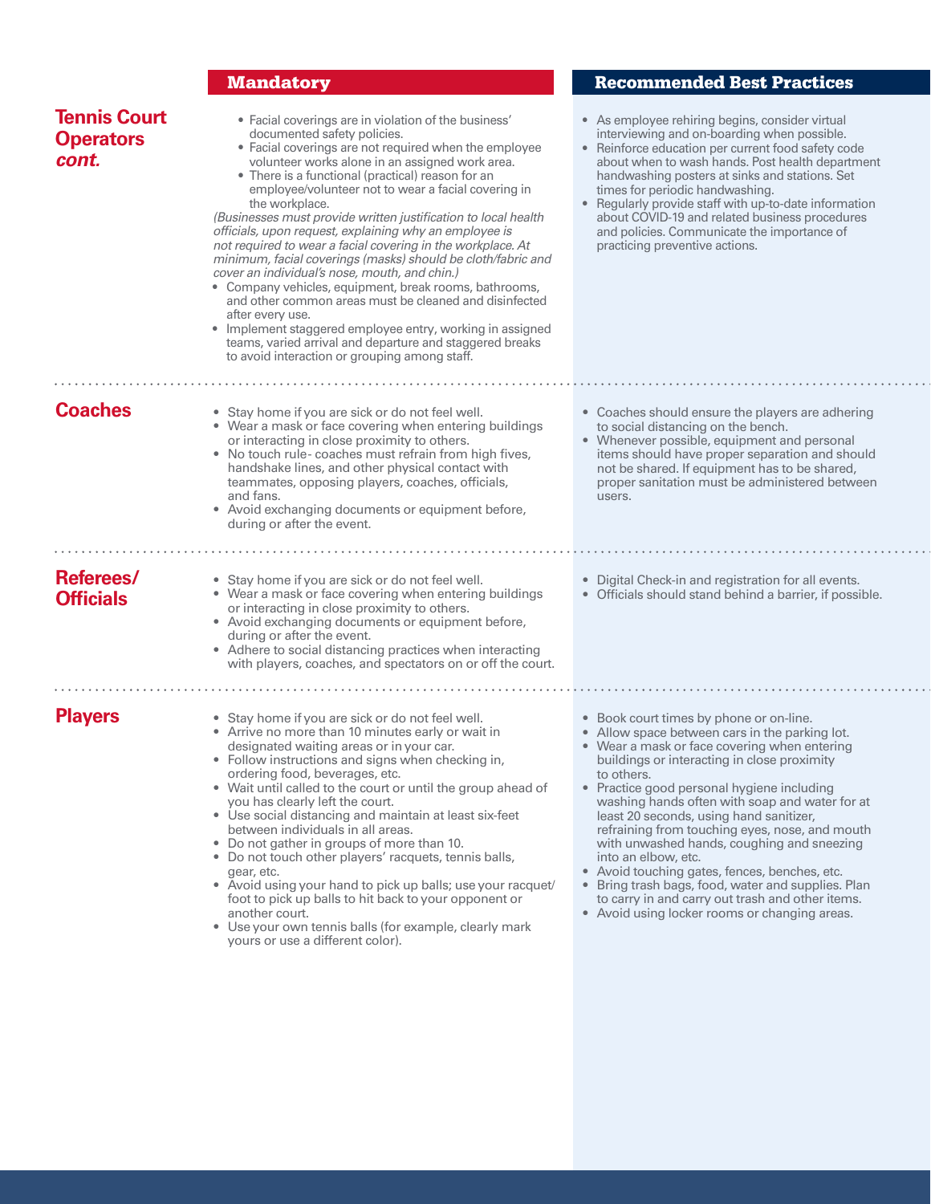| | Mandatory | Recommended Best Practices |
|---|---|---|
| **Tennis Court Operators *cont.*** | • Facial coverings are in violation of the business' documented safety policies.<br>• Facial coverings are not required when the employee volunteer works alone in an assigned work area.<br>• There is a functional (practical) reason for an employee/volunteer not to wear a facial covering in the workplace.<br>*(Businesses must provide written justification to local health officials, upon request, explaining why an employee is not required to wear a facial covering in the workplace. At minimum, facial coverings (masks) should be cloth/fabric and cover an individual's nose, mouth, and chin.)*<br>• Company vehicles, equipment, break rooms, bathrooms, and other common areas must be cleaned and disinfected after every use.<br>• Implement staggered employee entry, working in assigned teams, varied arrival and departure and staggered breaks to avoid interaction or grouping among staff. | • As employee rehiring begins, consider virtual interviewing and on-boarding when possible.<br>• Reinforce education per current food safety code about when to wash hands. Post health department handwashing posters at sinks and stations. Set times for periodic handwashing.<br>• Regularly provide staff with up-to-date information about COVID-19 and related business procedures and policies. Communicate the importance of practicing preventive actions. |
| **Coaches** | • Stay home if you are sick or do not feel well.<br>• Wear a mask or face covering when entering buildings or interacting in close proximity to others.<br>• No touch rule- coaches must refrain from high fives, handshake lines, and other physical contact with teammates, opposing players, coaches, officials, and fans.<br>• Avoid exchanging documents or equipment before, during or after the event. | • Coaches should ensure the players are adhering to social distancing on the bench.<br>• Whenever possible, equipment and personal items should have proper separation and should not be shared. If equipment has to be shared, proper sanitation must be administered between users. |
| **Referees/ Officials** | • Stay home if you are sick or do not feel well.<br>• Wear a mask or face covering when entering buildings or interacting in close proximity to others.<br>• Avoid exchanging documents or equipment before, during or after the event.<br>• Adhere to social distancing practices when interacting with players, coaches, and spectators on or off the court. | • Digital Check-in and registration for all events.<br>• Officials should stand behind a barrier, if possible. |
| **Players** | • Stay home if you are sick or do not feel well.<br>• Arrive no more than 10 minutes early or wait in designated waiting areas or in your car.<br>• Follow instructions and signs when checking in, ordering food, beverages, etc.<br>• Wait until called to the court or until the group ahead of you has clearly left the court.<br>• Use social distancing and maintain at least six-feet between individuals in all areas.<br>• Do not gather in groups of more than 10.<br>• Do not touch other players' racquets, tennis balls, gear, etc.<br>• Avoid using your hand to pick up balls; use your racquet/foot to pick up balls to hit back to your opponent or another court.<br>• Use your own tennis balls (for example, clearly mark yours or use a different color). | • Book court times by phone or on-line.<br>• Allow space between cars in the parking lot.<br>• Wear a mask or face covering when entering buildings or interacting in close proximity to others.<br>• Practice good personal hygiene including washing hands often with soap and water for at least 20 seconds, using hand sanitizer, refraining from touching eyes, nose, and mouth with unwashed hands, coughing and sneezing into an elbow, etc.<br>• Avoid touching gates, fences, benches, etc.<br>• Bring trash bags, food, water and supplies. Plan to carry in and carry out trash and other items.<br>• Avoid using locker rooms or changing areas. |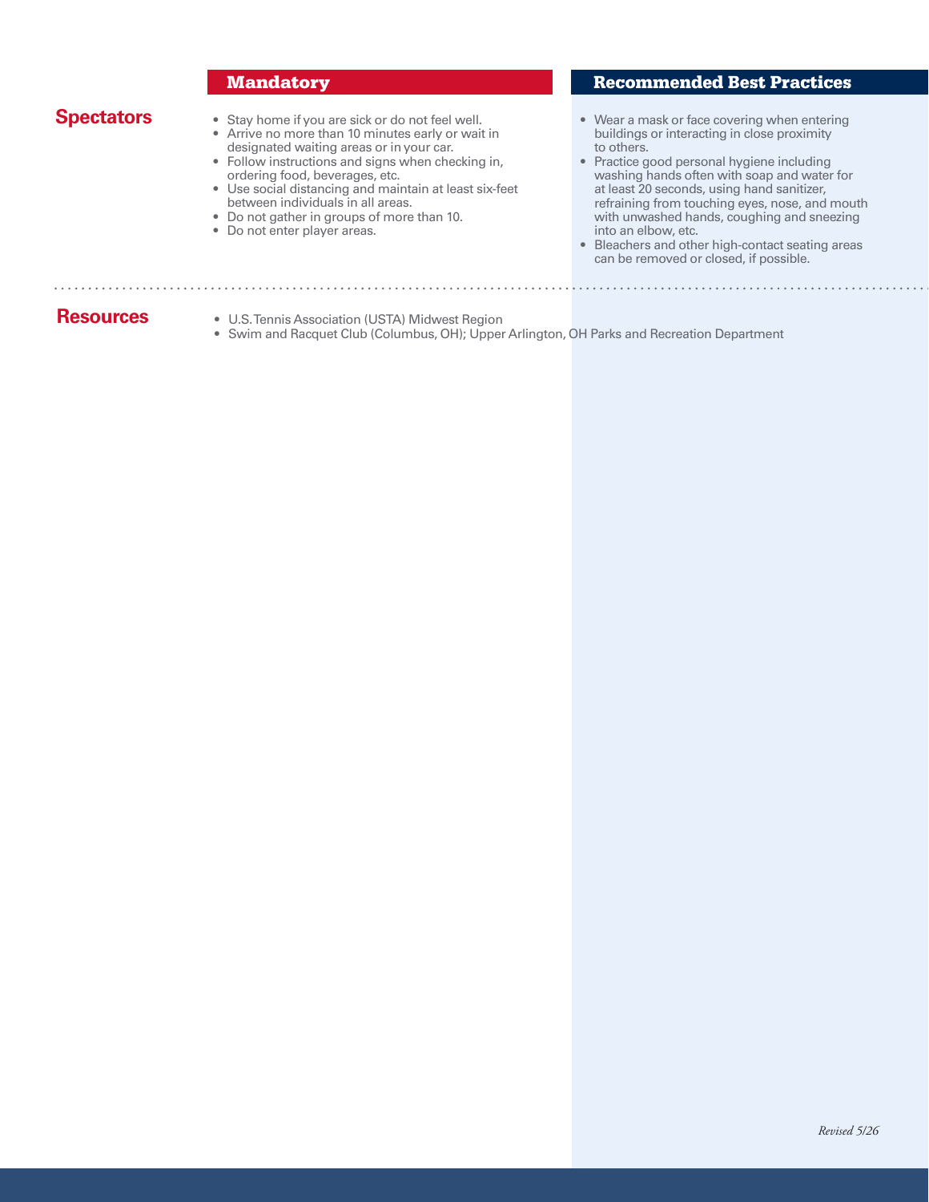## Spectators

### Mandatory

- Stay home if you are sick or do not feel well.
- Arrive no more than 10 minutes early or wait in designated waiting areas or in your car.
- Follow instructions and signs when checking in, ordering food, beverages, etc.
- Use social distancing and maintain at least six-feet between individuals in all areas.
- Do not gather in groups of more than 10.
- Do not enter player areas.

### Recommended Best Practices

- Wear a mask or face covering when entering buildings or interacting in close proximity to others.
- Practice good personal hygiene including washing hands often with soap and water for at least 20 seconds, using hand sanitizer, refraining from touching eyes, nose, and mouth with unwashed hands, coughing and sneezing into an elbow, etc.
- Bleachers and other high-contact seating areas can be removed or closed, if possible.

## Resources

- U.S. Tennis Association (USTA) Midwest Region
- Swim and Racquet Club (Columbus, OH); Upper Arlington, OH Parks and Recreation Department

*Revised 5/26*